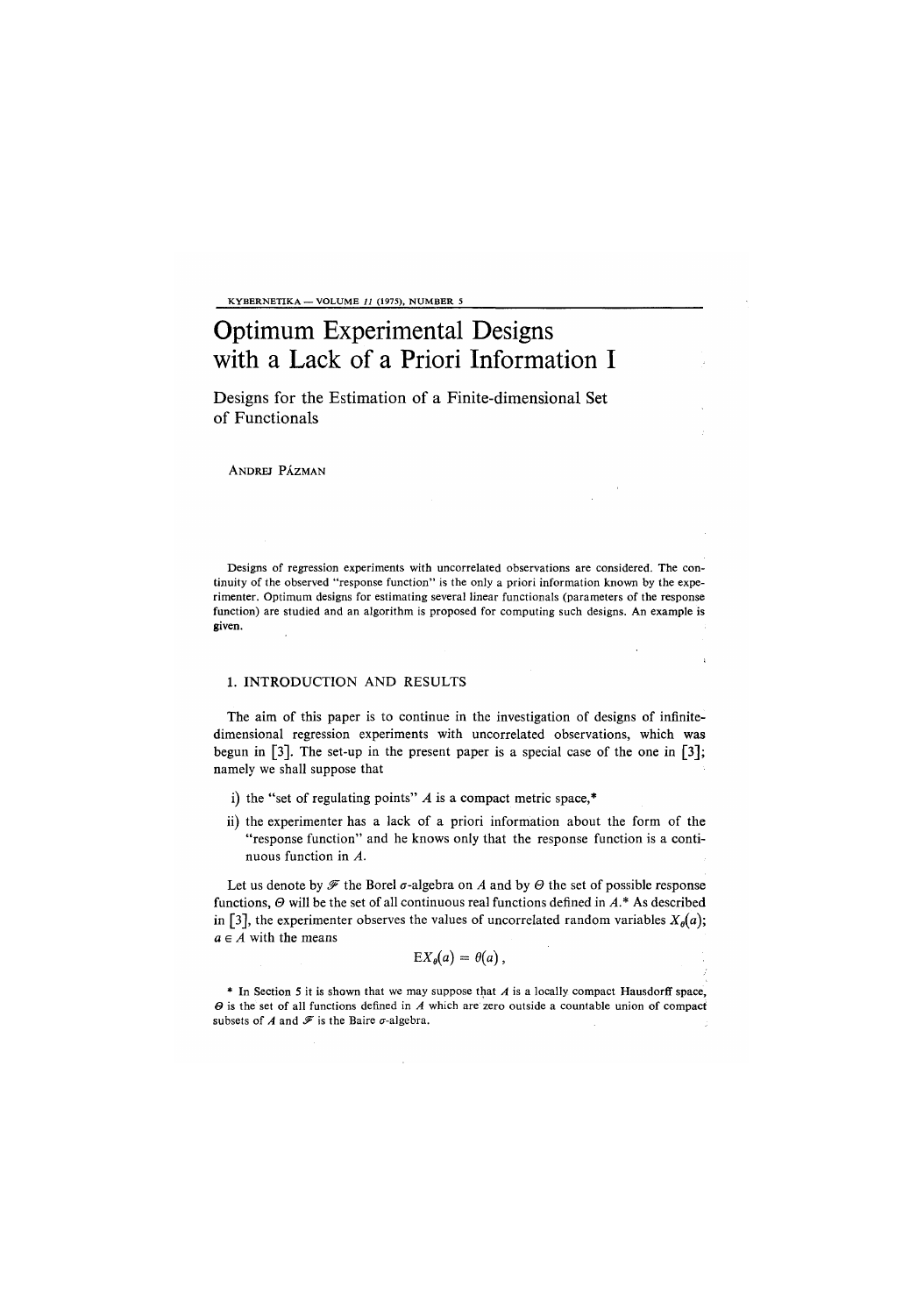# Optimum Experimental Designs with a Lack of a Priori Information I

## Designs for the Estimation of a Finite-dimensional Set of Functionals

ANDREJ PÁZMAN

Designs of regression experiments with uncorrelated observations are considered. The continuity of the observed "response function" is the only a priori information known by the experimenter. Optimum designs for estimating several linear functionals (parameters of the response function) are studied and an algorithm is proposed for computing such designs. An example is given.

## 1. INTRODUCTION AND RESULTS

The aim of this paper is to continue in the investigation of designs of infinite-dimensional regression experiments with uncorrelated observations, which was begun in [3]. The set-up in the present paper is a special case of the one in [3]; namely we shall suppose that

i) the "set of regulating points" $A$ is a compact metric space,*

ii) the experimenter has a lack of a priori information about the form of the "response function" and he knows only that the response function is a continuous function in $A$.

Let us denote by $\mathscr{F}$ the Borel $\sigma$-algebra on $A$ and by $\Theta$ the set of possible response functions, $\Theta$ will be the set of all continuous real functions defined in $A$.* As described in [3], the experimenter observes the values of uncorrelated random variables $X_\theta(a)$; $a \in A$ with the means

$$\mathrm{E}X_\theta(a) = \theta(a),$$

\* In Section 5 it is shown that we may suppose that $A$ is a locally compact Hausdorff space, $\Theta$ is the set of all functions defined in $A$ which are zero outside a countable union of compact subsets of $A$ and $\mathscr{F}$ is the Baire $\sigma$-algebra.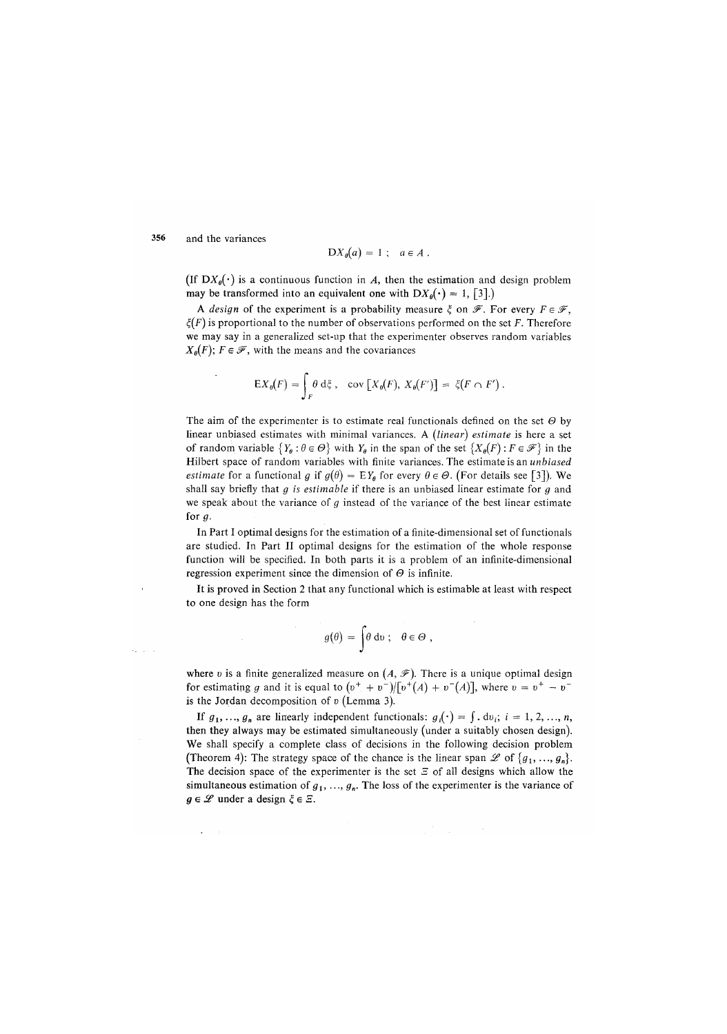and the variances

$$\mathrm{D}X_\theta(a) = 1\,; \quad a \in A\,.$$

(If $\mathrm{D}X_\theta(\cdot)$ is a continuous function in $A$, then the estimation and design problem may be transformed into an equivalent one with $\mathrm{D}X_\theta(\cdot) = 1$, [3].)

A *design* of the experiment is a probability measure $\xi$ on $\mathscr{F}$. For every $F \in \mathscr{F}$, $\xi(F)$ is proportional to the number of observations performed on the set $F$. Therefore we may say in a generalized set-up that the experimenter observes random variables $X_\theta(F)$; $F \in \mathscr{F}$, with the means and the covariances

$$\mathrm{E}X_\theta(F) = \int_F \theta \,\mathrm{d}\xi\,, \quad \operatorname{cov}\left[X_\theta(F),\, X_\theta(F')\right] = \xi(F \cap F')\,.$$

The aim of the experimenter is to estimate real functionals defined on the set $\Theta$ by linear unbiased estimates with minimal variances. A *(linear) estimate* is here a set of random variable $\{Y_\theta : \theta \in \Theta\}$ with $Y_\theta$ in the span of the set $\{X_\theta(F) : F \in \mathscr{F}\}$ in the Hilbert space of random variables with finite variances. The estimate is an *unbiased estimate* for a functional $g$ if $g(\theta) = \mathrm{E}Y_\theta$ for every $\theta \in \Theta$. (For details see [3]). We shall say briefly that $g$ *is estimable* if there is an unbiased linear estimate for $g$ and we speak about the variance of $g$ instead of the variance of the best linear estimate for $g$.

In Part I optimal designs for the estimation of a finite-dimensional set of functionals are studied. In Part II optimal designs for the estimation of the whole response function will be specified. In both parts it is a problem of an infinite-dimensional regression experiment since the dimension of $\Theta$ is infinite.

It is proved in Section 2 that any functional which is estimable at least with respect to one design has the form

$$g(\theta) = \int \theta \,\mathrm{d}\upsilon\,; \quad \theta \in \Theta\,,$$

where $\upsilon$ is a finite generalized measure on $(A, \mathscr{F})$. There is a unique optimal design for estimating $g$ and it is equal to $(\upsilon^+ + \upsilon^-)/[\upsilon^+(A) + \upsilon^-(A)]$, where $\upsilon = \upsilon^+ - \upsilon^-$ is the Jordan decomposition of $\upsilon$ (Lemma 3).

If $g_1, \ldots, g_n$ are linearly independent functionals: $g_i(\cdot) = \int . \,\mathrm{d}\upsilon_i$; $i = 1, 2, \ldots, n$, then they always may be estimated simultaneously (under a suitably chosen design). We shall specify a complete class of decisions in the following decision problem (Theorem 4): The strategy space of the chance is the linear span $\mathscr{L}$ of $\{g_1, \ldots, g_n\}$. The decision space of the experimenter is the set $\Xi$ of all designs which allow the simultaneous estimation of $g_1, \ldots, g_n$. The loss of the experimenter is the variance of $g \in \mathscr{L}$ under a design $\xi \in \Xi$.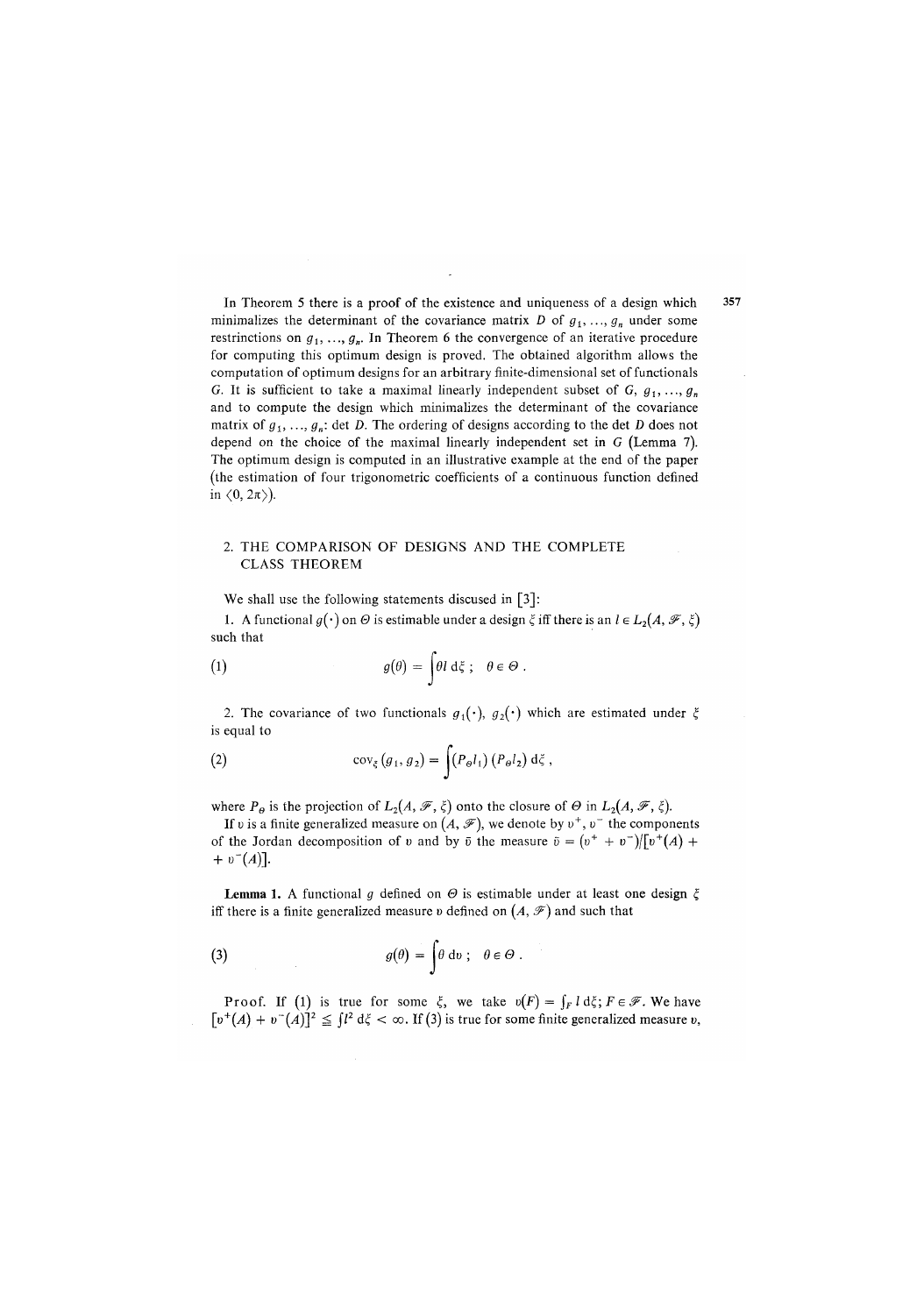In Theorem 5 there is a proof of the existence and uniqueness of a design which minimalizes the determinant of the covariance matrix $D$ of $g_1, \ldots, g_n$ under some restrinctions on $g_1, \ldots, g_n$. In Theorem 6 the convergence of an iterative procedure for computing this optimum design is proved. The obtained algorithm allows the computation of optimum designs for an arbitrary finite-dimensional set of functionals $G$. It is sufficient to take a maximal linearly independent subset of $G$, $g_1, \ldots, g_n$ and to compute the design which minimalizes the determinant of the covariance matrix of $g_1, \ldots, g_n$: det $D$. The ordering of designs according to the det $D$ does not depend on the choice of the maximal linearly independent set in $G$ (Lemma 7). The optimum design is computed in an illustrative example at the end of the paper (the estimation of four trigonometric coefficients of a continuous function defined in $\langle 0, 2\pi \rangle$).

## 2. THE COMPARISON OF DESIGNS AND THE COMPLETE CLASS THEOREM

We shall use the following statements discused in [3]:

1. A functional $g(\cdot)$ on $\Theta$ is estimable under a design $\xi$ iff there is an $l \in L_2(A, \mathscr{F}, \xi)$ such that

$$g(\theta) = \int \theta l \, \mathrm{d}\xi \; ; \quad \theta \in \Theta \, . \tag{1}$$

2. The covariance of two functionals $g_1(\cdot)$, $g_2(\cdot)$ which are estimated under $\xi$ is equal to

$$\operatorname{cov}_\xi (g_1, g_2) = \int (P_\Theta l_1)(P_\Theta l_2) \, \mathrm{d}\xi \, , \tag{2}$$

where $P_\Theta$ is the projection of $L_2(A, \mathscr{F}, \xi)$ onto the closure of $\Theta$ in $L_2(A, \mathscr{F}, \xi)$.

If $\upsilon$ is a finite generalized measure on $(A, \mathscr{F})$, we denote by $\upsilon^+$, $\upsilon^-$ the components of the Jordan decomposition of $\upsilon$ and by $\bar{\upsilon}$ the measure $\bar{\upsilon} = (\upsilon^+ + \upsilon^-)/[\upsilon^+(A) + \upsilon^-(A)]$.

**Lemma 1.** A functional $g$ defined on $\Theta$ is estimable under at least one design $\xi$ iff there is a finite generalized measure $\upsilon$ defined on $(A, \mathscr{F})$ and such that

$$g(\theta) = \int \theta \, \mathrm{d}\upsilon \; ; \quad \theta \in \Theta \, . \tag{3}$$

Proof. If (1) is true for some $\xi$, we take $\upsilon(F) = \int_F l \, \mathrm{d}\xi$; $F \in \mathscr{F}$. We have $[\upsilon^+(A) + \upsilon^-(A)]^2 \leqq \int l^2 \, \mathrm{d}\xi < \infty$. If (3) is true for some finite generalized measure $\upsilon$,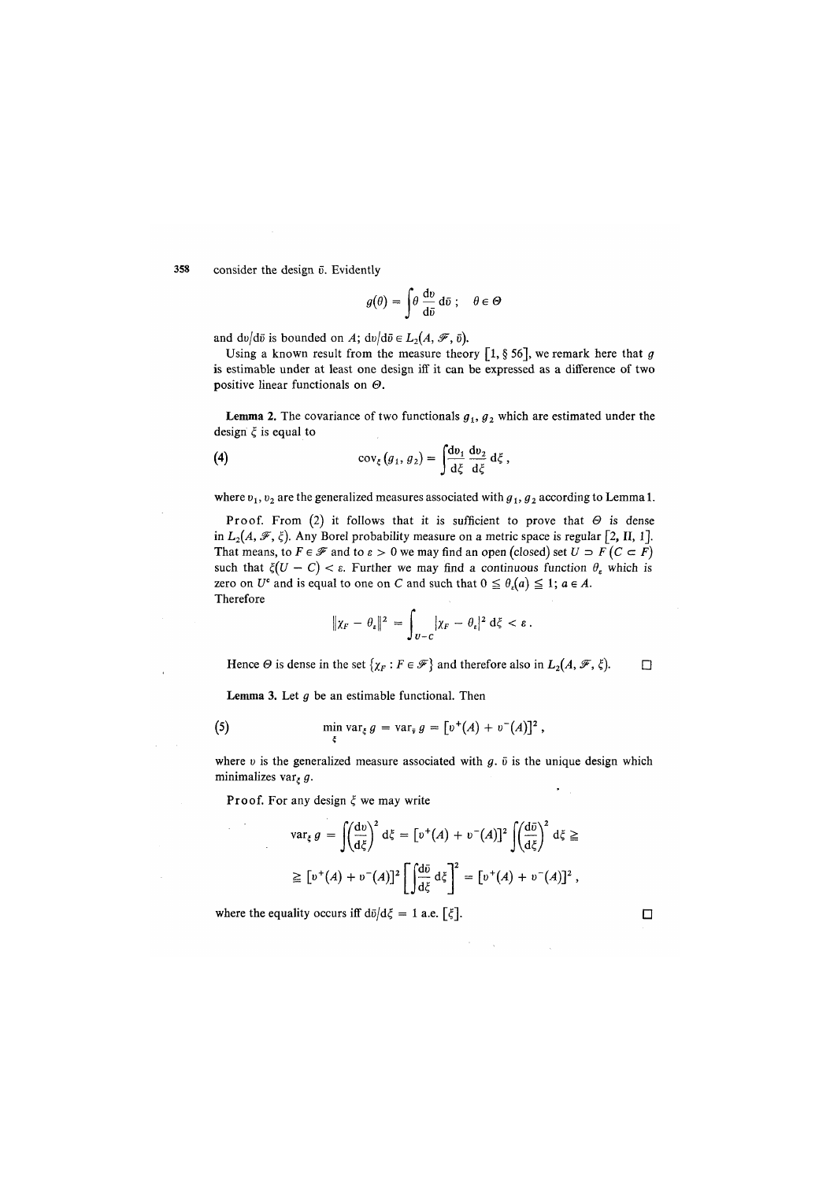consider the design $\bar{\upsilon}$. Evidently

$$g(\theta) = \int \theta \frac{\mathrm{d}\upsilon}{\mathrm{d}\bar{\upsilon}} \mathrm{d}\bar{\upsilon}\,; \quad \theta \in \Theta$$

and $\mathrm{d}\upsilon/\mathrm{d}\bar{\upsilon}$ is bounded on $A$; $\mathrm{d}\upsilon/\mathrm{d}\bar{\upsilon} \in L_2(A, \mathscr{F}, \bar{\upsilon})$.

Using a known result from the measure theory [1, § 56], we remark here that $g$ is estimable under at least one design iff it can be expressed as a difference of two positive linear functionals on $\Theta$.

**Lemma 2.** The covariance of two functionals $g_1$, $g_2$ which are estimated under the design $\xi$ is equal to

$$\operatorname{cov}_\xi (g_1, g_2) = \int \frac{\mathrm{d}\upsilon_1}{\mathrm{d}\xi} \frac{\mathrm{d}\upsilon_2}{\mathrm{d}\xi} \mathrm{d}\xi\,, \tag{4}$$

where $\upsilon_1$, $\upsilon_2$ are the generalized measures associated with $g_1$, $g_2$ according to Lemma 1.

**Proof.** From (2) it follows that it is sufficient to prove that $\Theta$ is dense in $L_2(A, \mathscr{F}, \xi)$. Any Borel probability measure on a metric space is regular [2, II, 1]. That means, to $F \in \mathscr{F}$ and to $\varepsilon > 0$ we may find an open (closed) set $U \supset F$ $(C \subset F)$ such that $\xi(U - C) < \varepsilon$. Further we may find a continuous function $\theta_\varepsilon$ which is zero on $U^c$ and is equal to one on $C$ and such that $0 \leqq \theta_\varepsilon(a) \leqq 1$; $a \in A$. Therefore

$$\|\chi_F - \theta_\varepsilon\|^2 = \int_{U-C} |\chi_F - \theta_\varepsilon|^2 \,\mathrm{d}\xi < \varepsilon\,.$$

Hence $\Theta$ is dense in the set $\{\chi_F : F \in \mathscr{F}\}$ and therefore also in $L_2(A, \mathscr{F}, \xi)$. □

**Lemma 3.** Let $g$ be an estimable functional. Then

$$\min_\xi \operatorname{var}_\xi g = \operatorname{var}_{\bar{\upsilon}} g = [\upsilon^+(A) + \upsilon^-(A)]^2\,, \tag{5}$$

where $\upsilon$ is the generalized measure associated with $g$. $\bar{\upsilon}$ is the unique design which minimalizes $\operatorname{var}_\xi g$.

**Proof.** For any design $\xi$ we may write

$$\operatorname{var}_\xi g = \int \left(\frac{\mathrm{d}\upsilon}{\mathrm{d}\xi}\right)^2 \mathrm{d}\xi = [\upsilon^+(A) + \upsilon^-(A)]^2 \int \left(\frac{\mathrm{d}\bar{\upsilon}}{\mathrm{d}\xi}\right)^2 \mathrm{d}\xi \geqq$$

$$\geqq [\upsilon^+(A) + \upsilon^-(A)]^2 \left[\int \frac{\mathrm{d}\bar{\upsilon}}{\mathrm{d}\xi} \mathrm{d}\xi\right]^2 = [\upsilon^+(A) + \upsilon^-(A)]^2\,,$$

where the equality occurs iff $\mathrm{d}\bar{\upsilon}/\mathrm{d}\xi = 1$ a.e. $[\xi]$. □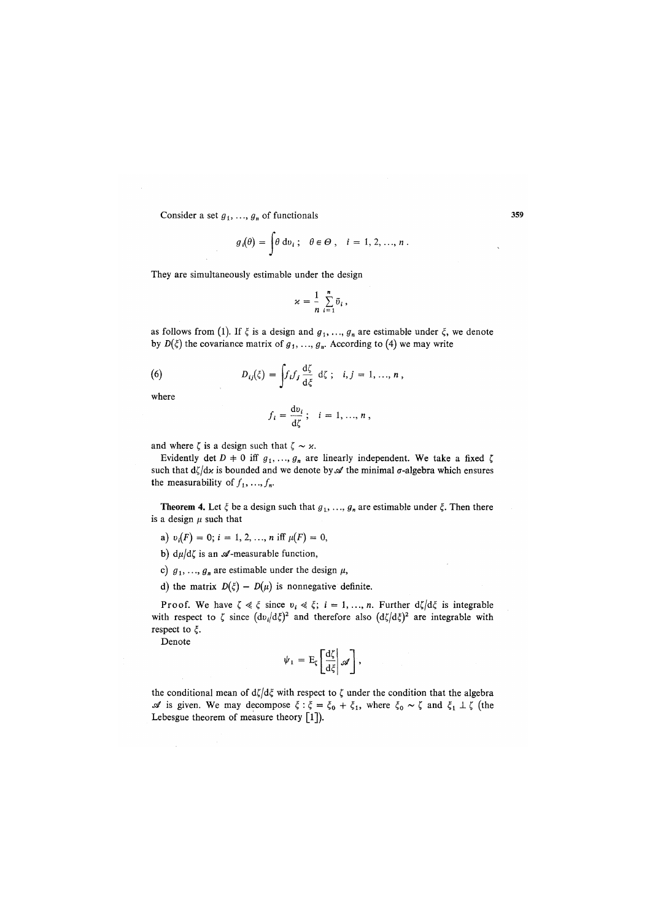Consider a set $g_1, \ldots, g_n$ of functionals

$$g_i(\theta) = \int \theta \, \mathrm{d}\upsilon_i \, ; \quad \theta \in \Theta \, , \quad i = 1, 2, \ldots, n \, .$$

They are simultaneously estimable under the design

$$\varkappa = \frac{1}{n} \sum_{i=1}^{n} \bar{\upsilon}_i \, ,$$

as follows from (1). If $\xi$ is a design and $g_1, \ldots, g_n$ are estimable under $\xi$, we denote by $D(\xi)$ the covariance matrix of $g_1, \ldots, g_n$. According to (4) we may write

$$D_{ij}(\xi) = \int f_i f_j \frac{\mathrm{d}\zeta}{\mathrm{d}\xi} \, \mathrm{d}\zeta \, ; \quad i, j = 1, \ldots, n \, , \tag{6}$$

where

$$f_i = \frac{\mathrm{d}\upsilon_i}{\mathrm{d}\zeta} \, ; \quad i = 1, \ldots, n \, ,$$

and where $\zeta$ is a design such that $\zeta \sim \varkappa$.

Evidently $\det D \neq 0$ iff $g_1, \ldots, g_n$ are linearly independent. We take a fixed $\zeta$ such that $\mathrm{d}\zeta/\mathrm{d}\varkappa$ is bounded and we denote by $\mathscr{A}$ the minimal $\sigma$-algebra which ensures the measurability of $f_1, \ldots, f_n$.

**Theorem 4.** Let $\xi$ be a design such that $g_1, \ldots, g_n$ are estimable under $\xi$. Then there is a design $\mu$ such that

a) $\upsilon_i(F) = 0; \, i = 1, 2, \ldots, n$ iff $\mu(F) = 0$,

b) $\mathrm{d}\mu/\mathrm{d}\zeta$ is an $\mathscr{A}$-measurable function,

c) $g_1, \ldots, g_n$ are estimable under the design $\mu$,

d) the matrix $D(\xi) - D(\mu)$ is nonnegative definite.

Proof. We have $\zeta \ll \xi$ since $\upsilon_i \ll \xi; \, i = 1, \ldots, n$. Further $\mathrm{d}\zeta/\mathrm{d}\xi$ is integrable with respect to $\zeta$ since $(\mathrm{d}\upsilon_i/\mathrm{d}\xi)^2$ and therefore also $(\mathrm{d}\zeta/\mathrm{d}\xi)^2$ are integrable with respect to $\xi$.

Denote

$$\psi_1 = \mathrm{E}_\zeta \left[ \frac{\mathrm{d}\zeta}{\mathrm{d}\xi} \middle| \mathscr{A} \right],$$

the conditional mean of $\mathrm{d}\zeta/\mathrm{d}\xi$ with respect to $\zeta$ under the condition that the algebra $\mathscr{A}$ is given. We may decompose $\xi : \xi = \xi_0 + \xi_1$, where $\xi_0 \sim \zeta$ and $\xi_1 \perp \zeta$ (the Lebesgue theorem of measure theory [1]).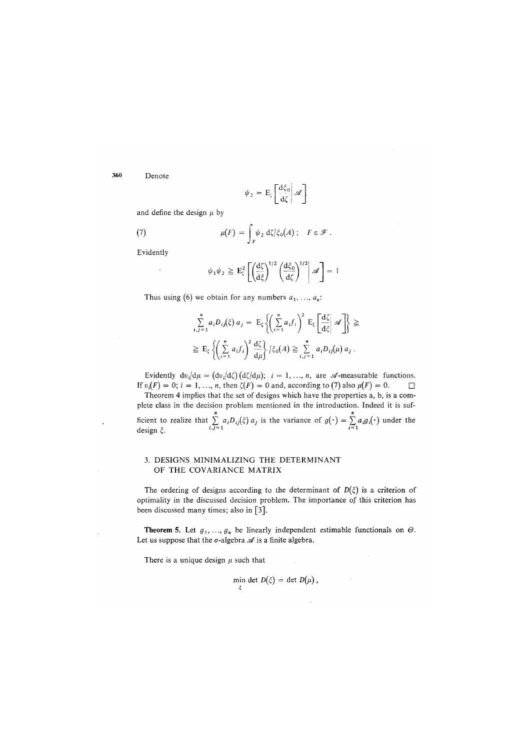Denote

$$\psi_2 = \mathrm{E}_\zeta \left[ \frac{\mathrm{d}\xi_0}{\mathrm{d}\zeta} \middle| \mathscr{A} \right]$$

and define the design $\mu$ by

$$\mu(F) = \int_F \psi_2 \, \mathrm{d}\zeta / \xi_0(A) \, ; \quad F \in \mathscr{F} \, . \tag{7}$$

Evidently

$$\psi_1 \psi_2 \geqq \mathrm{E}_\zeta^2 \left[ \left( \frac{\mathrm{d}\zeta}{\mathrm{d}\xi} \right)^{1/2} \left( \frac{\mathrm{d}\xi_0}{\mathrm{d}\zeta} \right)^{1/2} \middle| \mathscr{A} \right] = 1$$

Thus using (6) we obtain for any numbers $a_1, \ldots, a_n$:

$$\sum_{i,j=1}^n a_i D_{ij}(\xi) \, a_j = \mathrm{E}_\zeta \left\{ \left( \sum_{i=1}^n a_i f_i \right)^2 \mathrm{E}_\zeta \left[ \frac{\mathrm{d}\zeta}{\mathrm{d}\xi} \middle| \mathscr{A} \right] \right\} \geqq$$

$$\geqq \mathrm{E}_\zeta \left\{ \left( \sum_{i=1}^n a_i f_i \right)^2 \frac{\mathrm{d}\zeta}{\mathrm{d}\mu} \right\} / \xi_0(A) \geqq \sum_{i,j=1}^n a_i D_{ij}(\mu) \, a_j \, .$$

Evidently $\mathrm{d}v_i/\mathrm{d}\mu = (\mathrm{d}v_i/\mathrm{d}\zeta)(\mathrm{d}\zeta/\mathrm{d}\mu)$; $i = 1, \ldots, n$, are $\mathscr{A}$-measurable functions. If $v_i(F) = 0$; $i = 1, \ldots, n$, then $\zeta(F) = 0$ and, according to (7) also $\mu(F) = 0$. □

Theorem 4 implies that the set of designs which have the properties a, b, is a complete class in the decision problem mentioned in the introduction. Indeed it is sufficient to realize that $\sum_{i,j=1}^n a_i D_{ij}(\xi) \, a_j$ is the variance of $g(\cdot) = \sum_{i=1}^n a_i g_i(\cdot)$ under the design $\xi$.

## 3. DESIGNS MINIMALIZING THE DETERMINANT OF THE COVARIANCE MATRIX

The ordering of designs according to the determinant of $D(\xi)$ is a criterion of optimality in the discussed decision problem. The importance of this criterion has been discussed many times; also in [3].

**Theorem 5.** Let $g_1, \ldots, g_n$ be linearly independent estimable functionals on $\Theta$. Let us suppose that the $\sigma$-algebra $\mathscr{A}$ is a finite algebra.

There is a unique design $\mu$ such that

$$\min_\xi \det D(\xi) = \det D(\mu) \, ,$$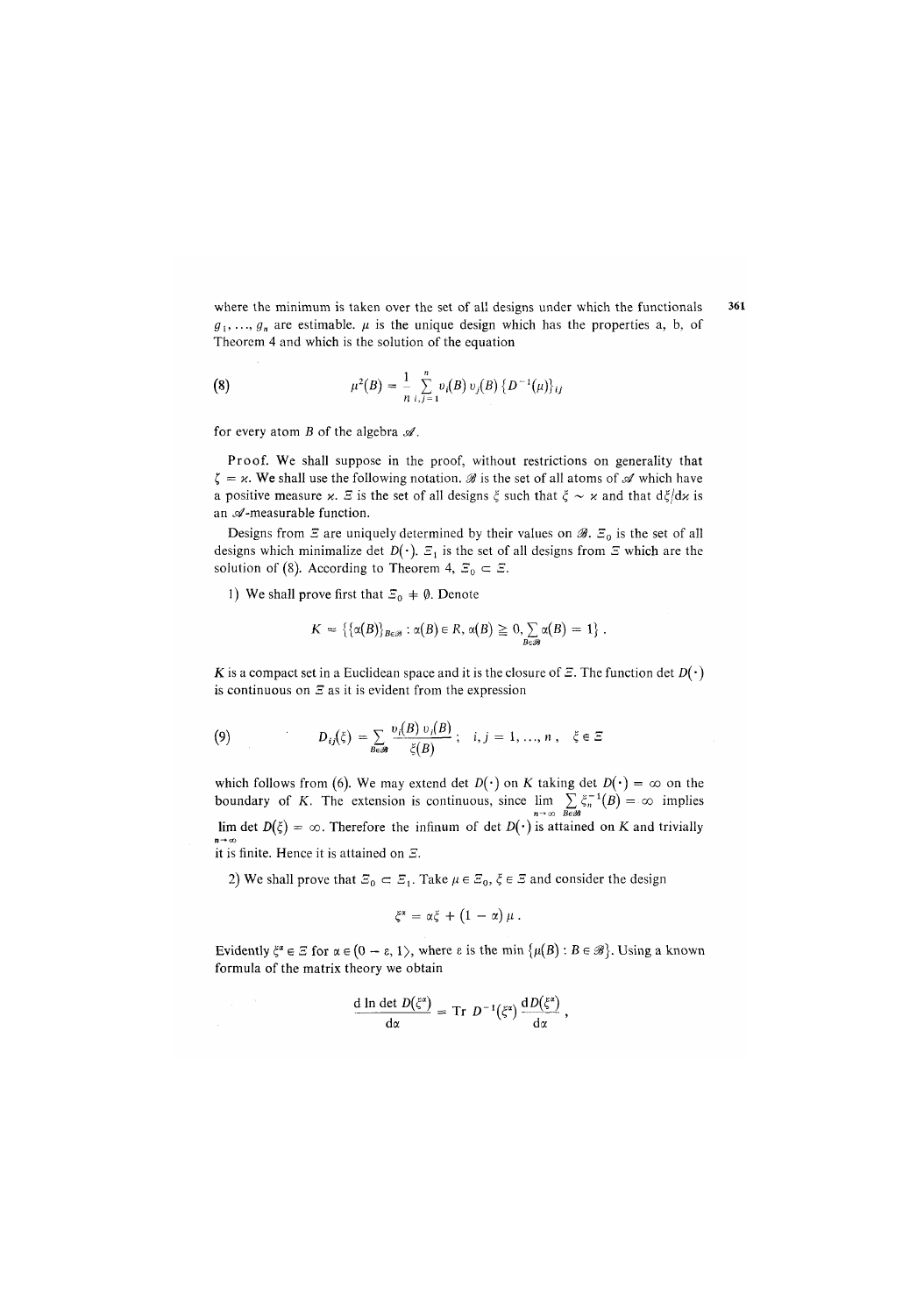where the minimum is taken over the set of all designs under which the functionals $g_1, \ldots, g_n$ are estimable. $\mu$ is the unique design which has the properties a, b, of Theorem 4 and which is the solution of the equation

$$\mu^2(B) = \frac{1}{n} \sum_{i,j=1}^{n} v_i(B)\, v_j(B)\, \{D^{-1}(\mu)\}_{ij} \tag{8}$$

for every atom $B$ of the algebra $\mathscr{A}$.

**Proof.** We shall suppose in the proof, without restrictions on generality that $\zeta = \varkappa$. We shall use the following notation. $\mathscr{B}$ is the set of all atoms of $\mathscr{A}$ which have a positive measure $\varkappa$. $\Xi$ is the set of all designs $\xi$ such that $\xi \sim \varkappa$ and that $d\xi/d\varkappa$ is an $\mathscr{A}$-measurable function.

Designs from $\Xi$ are uniquely determined by their values on $\mathscr{B}$. $\Xi_0$ is the set of all designs which minimalize $\det D(\cdot)$. $\Xi_1$ is the set of all designs from $\Xi$ which are the solution of (8). According to Theorem 4, $\Xi_0 \subset \Xi$.

1) We shall prove first that $\Xi_0 \neq \emptyset$. Denote

$$K = \{\{\alpha(B)\}_{B \in \mathscr{B}} : \alpha(B) \in R,\, \alpha(B) \geq 0,\, \sum_{B \in \mathscr{B}} \alpha(B) = 1\}\,.$$

$K$ is a compact set in a Euclidean space and it is the closure of $\Xi$. The function $\det D(\cdot)$ is continuous on $\Xi$ as it is evident from the expression

$$D_{ij}(\xi) = \sum_{B \in \mathscr{B}} \frac{v_i(B)\, v_j(B)}{\xi(B)}\,; \quad i, j = 1, \ldots, n\,, \quad \xi \in \Xi \tag{9}$$

which follows from (6). We may extend $\det D(\cdot)$ on $K$ taking $\det D(\cdot) = \infty$ on the boundary of $K$. The extension is continuous, since $\lim_{n \to \infty} \sum_{B \in \mathscr{B}} \xi_n^{-1}(B) = \infty$ implies $\lim_{n \to \infty} \det D(\xi) = \infty$. Therefore the infinum of $\det D(\cdot)$ is attained on $K$ and trivially it is finite. Hence it is attained on $\Xi$.

2) We shall prove that $\Xi_0 \subset \Xi_1$. Take $\mu \in \Xi_0$, $\xi \in \Xi$ and consider the design

$$\xi^\alpha = \alpha \xi + (1 - \alpha)\, \mu\,.$$

Evidently $\xi^\alpha \in \Xi$ for $\alpha \in (0 - \varepsilon, 1\rangle$, where $\varepsilon$ is the min $\{\mu(B) : B \in \mathscr{B}\}$. Using a known formula of the matrix theory we obtain

$$\frac{d \ln \det D(\xi^\alpha)}{d\alpha} = \operatorname{Tr} D^{-1}(\xi^\alpha)\, \frac{dD(\xi^\alpha)}{d\alpha}\,,$$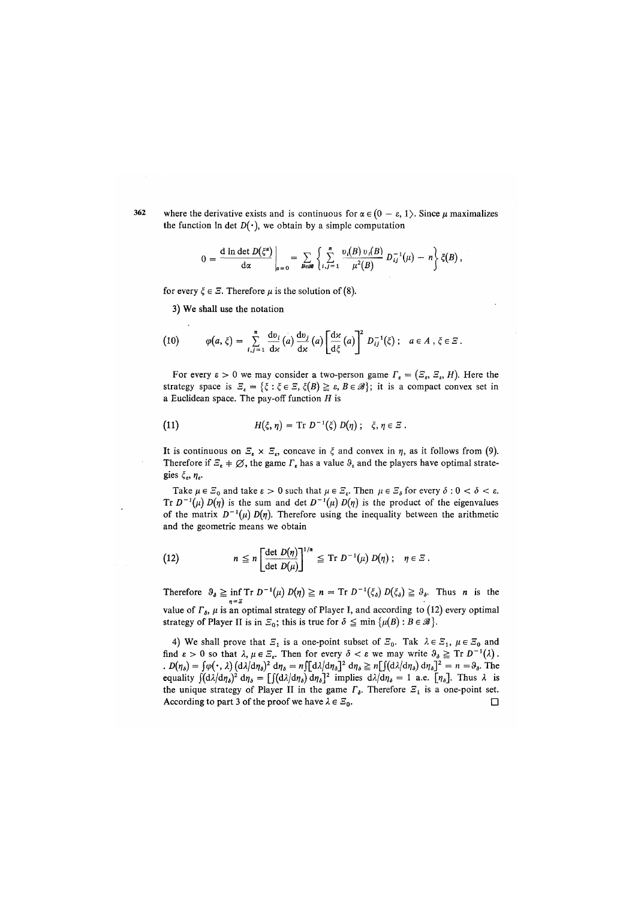where the derivative exists and is continuous for $\alpha \in (0 - \varepsilon, 1\rangle$. Since $\mu$ maximalizes the function $\ln \det D(\cdot)$, we obtain by a simple computation

$$0 = \left.\frac{\mathrm{d} \ln \det D(\xi^\alpha)}{\mathrm{d}\alpha}\right|_{\alpha=0} = \sum_{B \in \mathscr{B}} \left\{ \sum_{i,j=1}^{n} \frac{v_i(B)\, v_j(B)}{\mu^2(B)} D_{ij}^{-1}(\mu) - n \right\} \xi(B),$$

for every $\xi \in \Xi$. Therefore $\mu$ is the solution of (8).

3) We shall use the notation

$$(10) \qquad \varphi(a, \xi) = \sum_{i,j=1}^{n} \frac{\mathrm{d}v_i}{\mathrm{d}\varkappa}(a) \frac{\mathrm{d}v_j}{\mathrm{d}\varkappa}(a) \left[\frac{\mathrm{d}\varkappa}{\mathrm{d}\xi}(a)\right]^2 D_{ij}^{-1}(\xi)\,; \quad a \in A\,, \xi \in \Xi\,.$$

For every $\varepsilon > 0$ we may consider a two-person game $\Gamma_\varepsilon = (\Xi_\varepsilon, \Xi_\varepsilon, H)$. Here the strategy space is $\Xi_\varepsilon = \{\xi : \xi \in \Xi, \xi(B) \geqq \varepsilon, B \in \mathscr{B}\}$; it is a compact convex set in a Euclidean space. The pay-off function $H$ is

$$(11) \qquad H(\xi, \eta) = \operatorname{Tr} D^{-1}(\xi)\, D(\eta)\,; \quad \xi, \eta \in \Xi\,.$$

It is continuous on $\Xi_\varepsilon \times \Xi_\varepsilon$, concave in $\xi$ and convex in $\eta$, as it follows from (9). Therefore if $\Xi_\varepsilon \neq \emptyset$, the game $\Gamma_\varepsilon$ has a value $\vartheta_\varepsilon$ and the players have optimal strategies $\xi_\varepsilon, \eta_\varepsilon$.

Take $\mu \in \Xi_0$ and take $\varepsilon > 0$ such that $\mu \in \Xi_\varepsilon$. Then $\mu \in \Xi_\delta$ for every $\delta : 0 < \delta < \varepsilon$. $\operatorname{Tr} D^{-1}(\mu)\, D(\eta)$ is the sum and $\det D^{-1}(\mu)\, D(\eta)$ is the product of the eigenvalues of the matrix $D^{-1}(\mu)\, D(\eta)$. Therefore using the inequality between the arithmetic and the geometric means we obtain

$$(12) \qquad n \leqq n \left[\frac{\det D(\eta)}{\det D(\mu)}\right]^{1/n} \leqq \operatorname{Tr} D^{-1}(\mu)\, D(\eta)\,; \quad \eta \in \Xi\,.$$

Therefore $\vartheta_\delta \geqq \inf_{\eta = \Xi} \operatorname{Tr} D^{-1}(\mu)\, D(\eta) \geqq n = \operatorname{Tr} D^{-1}(\xi_\delta)\, D(\xi_\delta) \geqq \vartheta_\delta$. Thus $n$ is the value of $\Gamma_\delta$, $\mu$ is an optimal strategy of Player I, and according to (12) every optimal strategy of Player II is in $\Xi_0$; this is true for $\delta \leqq \min\{\mu(B) : B \in \mathscr{B}\}$.

4) We shall prove that $\Xi_1$ is a one-point subset of $\Xi_0$. Tak $\lambda \in \Xi_1$, $\mu \in \Xi_0$ and find $\varepsilon > 0$ so that $\lambda, \mu \in \Xi_\varepsilon$. Then for every $\delta < \varepsilon$ we may write $\vartheta_\delta \geqq \operatorname{Tr} D^{-1}(\lambda)\,.\, D(\eta_\delta) = \int \varphi(\cdot, \lambda)\, (\mathrm{d}\lambda/\mathrm{d}\eta_\delta)^2\, \mathrm{d}\eta_\delta = n \int [\mathrm{d}\lambda/\mathrm{d}\eta_\delta]^2\, \mathrm{d}\eta_\delta \geqq n[\int (\mathrm{d}\lambda/\mathrm{d}\eta_\delta)\, \mathrm{d}\eta_\delta]^2 = n = \vartheta_\delta$. The equality $\int (\mathrm{d}\lambda/\mathrm{d}\eta_\delta)^2\, \mathrm{d}\eta_\delta = [\int (\mathrm{d}\lambda/\mathrm{d}\eta_\delta)\, \mathrm{d}\eta_\delta]^2$ implies $\mathrm{d}\lambda/\mathrm{d}\eta_\delta = 1$ a.e. $[\eta_\delta]$. Thus $\lambda$ is the unique strategy of Player II in the game $\Gamma_\delta$. Therefore $\Xi_1$ is a one-point set. According to part 3 of the proof we have $\lambda \in \Xi_0$. $\square$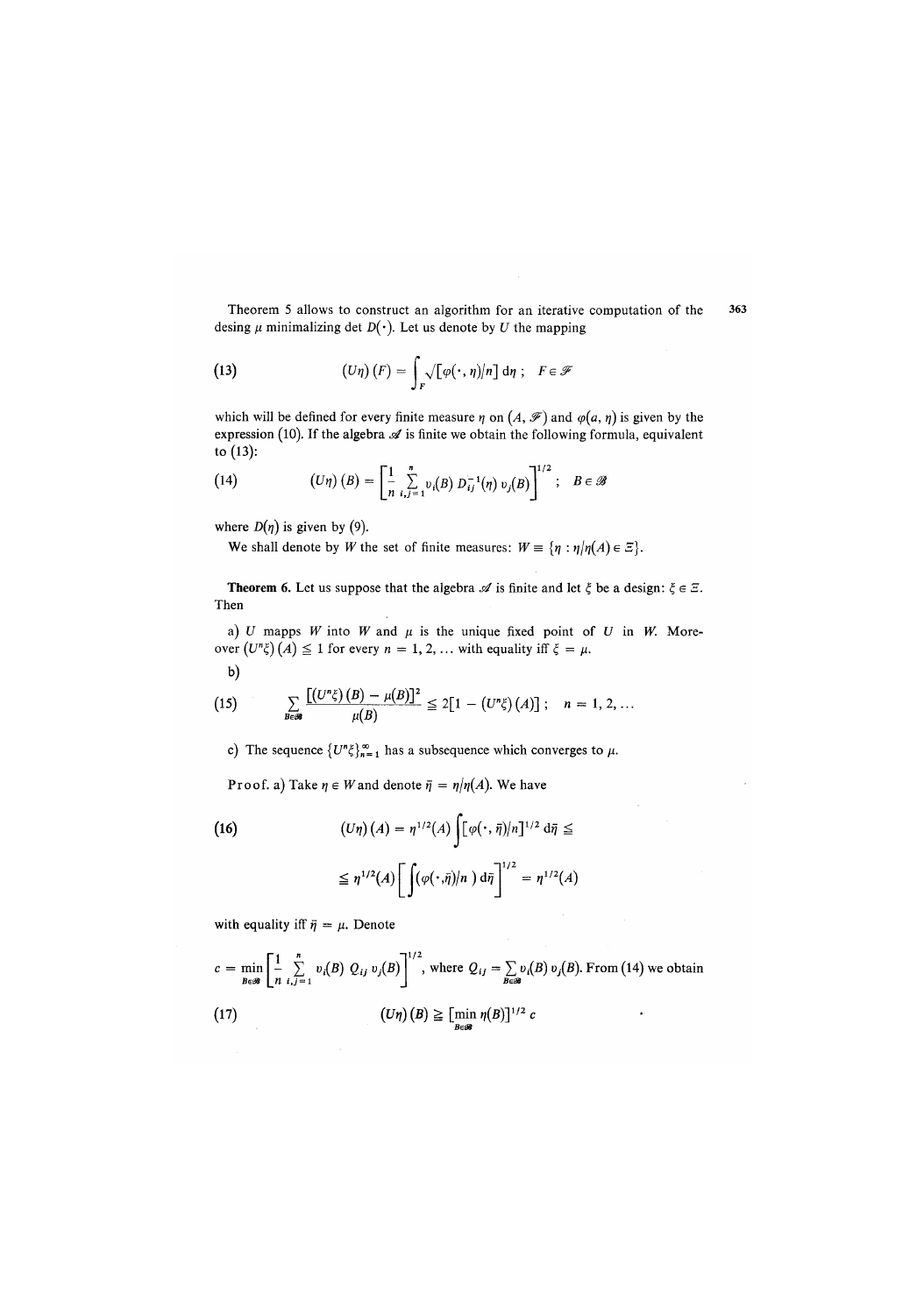Theorem 5 allows to construct an algorithm for an iterative computation of the desing $\mu$ minimalizing $\det D(\cdot)$. Let us denote by $U$ the mapping

$$(13) \qquad (U\eta)(F) = \int_F \sqrt{[\varphi(\cdot, \eta)/n]}\, \mathrm{d}\eta\,; \quad F \in \mathscr{F}$$

which will be defined for every finite measure $\eta$ on $(A, \mathscr{F})$ and $\varphi(a, \eta)$ is given by the expression (10). If the algebra $\mathscr{A}$ is finite we obtain the following formula, equivalent to (13):

$$(14) \qquad (U\eta)(B) = \left[\frac{1}{n} \sum_{i,j=1}^{n} v_i(B)\, D_{ij}^{-1}(\eta)\, v_j(B)\right]^{1/2}; \quad B \in \mathscr{B}$$

where $D(\eta)$ is given by (9).

We shall denote by $W$ the set of finite measures: $W \equiv \{\eta : \eta/\eta(A) \in \Xi\}$.

**Theorem 6.** Let us suppose that the algebra $\mathscr{A}$ is finite and let $\xi$ be a design: $\xi \in \Xi$. Then

a) $U$ mapps $W$ into $W$ and $\mu$ is the unique fixed point of $U$ in $W$. Moreover $(U^n\xi)(A) \leq 1$ for every $n = 1, 2, \ldots$ with equality iff $\xi = \mu$.

b)

$$(15) \qquad \sum_{B \in \mathscr{B}} \frac{[(U^n\xi)(B) - \mu(B)]^2}{\mu(B)} \leq 2[1 - (U^n\xi)(A)]\,; \quad n = 1, 2, \ldots$$

c) The sequence $\{U^n\xi\}_{n=1}^{\infty}$ has a subsequence which converges to $\mu$.

Proof. a) Take $\eta \in W$ and denote $\bar{\eta} = \eta/\eta(A)$. We have

$$(16) \qquad (U\eta)(A) = \eta^{1/2}(A) \int [\varphi(\cdot, \bar{\eta})/n]^{1/2}\, \mathrm{d}\bar{\eta} \leq$$

$$\leq \eta^{1/2}(A) \left[\int (\varphi(\cdot, \bar{\eta})/n)\, \mathrm{d}\bar{\eta}\right]^{1/2} = \eta^{1/2}(A)$$

with equality iff $\bar{\eta} = \mu$. Denote

$c = \min_{B \in \mathscr{B}} \left[\frac{1}{n} \sum_{i,j=1}^{n} v_i(B)\, Q_{ij}\, v_j(B)\right]^{1/2}$, where $Q_{ij} = \sum_{B \in \mathscr{B}} v_i(B)\, v_j(B)$. From (14) we obtain

$$(17) \qquad (U\eta)(B) \geq [\min_{B \in \mathscr{B}} \eta(B)]^{1/2}\, c$$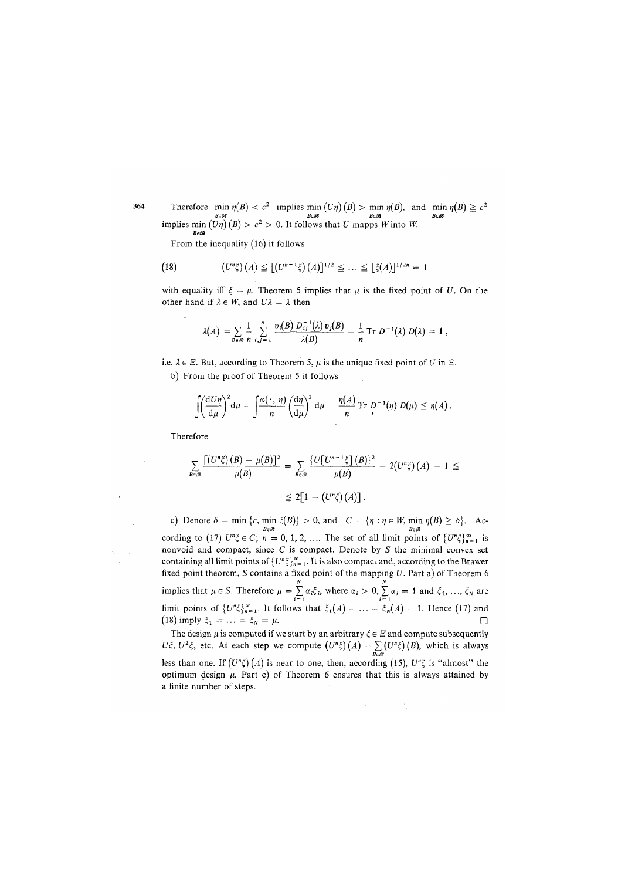Therefore $\min_{B \in \mathscr{B}} \eta(B) < c^2$ implies $\min_{B \in \mathscr{B}} (U\eta)(B) > \min_{B \in \mathscr{B}} \eta(B)$, and $\min_{B \in \mathscr{B}} \eta(B) \geqq c^2$ implies $\min_{B \in \mathscr{B}} (U\eta)(B) > c^2 > 0$. It follows that $U$ mapps $W$ into $W$.

From the inequality (16) it follows

$$(18) \qquad (U^n \xi)(A) \leqq [(U^{n-1}\xi)(A)]^{1/2} \leqq \ldots \leqq [\xi(A)]^{1/2n} = 1$$

with equality iff $\xi = \mu$. Theorem 5 implies that $\mu$ is the fixed point of $U$. On the other hand if $\lambda \in W$, and $U\lambda = \lambda$ then

$$\lambda(A) = \sum_{B \in \mathscr{B}} \frac{1}{n} \sum_{i,j=1}^{n} \frac{v_i(B)\, D_{ij}^{-1}(\lambda)\, v_j(B)}{\lambda(B)} = \frac{1}{n} \operatorname{Tr} D^{-1}(\lambda)\, D(\lambda) = 1\,,$$

i.e. $\lambda \in \Xi$. But, according to Theorem 5, $\mu$ is the unique fixed point of $U$ in $\Xi$.

b) From the proof of Theorem 5 it follows

$$\int \left(\frac{\mathrm{d}U\eta}{\mathrm{d}\mu}\right)^2 \mathrm{d}\mu = \int \left(\frac{\varphi(\cdot, \eta)}{n}\right) \left(\frac{\mathrm{d}\eta}{\mathrm{d}\mu}\right)^2 \mathrm{d}\mu = \frac{\eta(A)}{n} \operatorname{Tr} D^{-1}(\eta)\, D(\mu) \leqq \eta(A)\,.$$

Therefore

$$\sum_{B \in \mathscr{B}} \frac{[(U^n\xi)(B) - \mu(B)]^2}{\mu(B)} = \sum_{B \in \mathscr{B}} \frac{\{U[U^{n-1}\xi](B)\}^2}{\mu(B)} - 2(U^n\xi)(A) + 1 \leqq$$

$$\leqq 2[1 - (U^n\xi)(A)]\,.$$

c) Denote $\delta = \min \{c, \min_{B \in \mathscr{B}} \xi(B)\} > 0$, and $C = \{\eta : \eta \in W, \min_{B \in \mathscr{B}} \eta(B) \geqq \delta\}$. According to (17) $U^n\xi \in C$; $n = 0, 1, 2, \ldots$. The set of all limit points of $\{U^n\xi\}_{n=1}^{\infty}$ is nonvoid and compact, since $C$ is compact. Denote by $S$ the minimal convex set containing all limit points of $\{U^n\xi\}_{n=1}^{\infty}$. It is also compact and, according to the Brawer fixed point theorem, $S$ contains a fixed point of the mapping $U$. Part a) of Theorem 6 implies that $\mu \in S$. Therefore $\mu = \sum_{i=1}^{N} \alpha_i \xi_i$, where $\alpha_i > 0$, $\sum_{i=1}^{N} \alpha_i = 1$ and $\xi_1, \ldots, \xi_N$ are limit points of $\{U^n\xi\}_{n=1}^{\infty}$. It follows that $\xi_1(A) = \ldots = \xi_N(A) = 1$. Hence (17) and (18) imply $\xi_1 = \ldots = \xi_N = \mu$. □

The design $\mu$ is computed if we start by an arbitrary $\xi \in \Xi$ and compute subsequently $U\xi$, $U^2\xi$, etc. At each step we compute $(U^n\xi)(A) = \sum_{B \in \mathscr{B}} (U^n\xi)(B)$, which is always less than one. If $(U^n\xi)(A)$ is near to one, then, according (15), $U^n\xi$ is "almost" the optimum design $\mu$. Part c) of Theorem 6 ensures that this is always attained by a finite number of steps.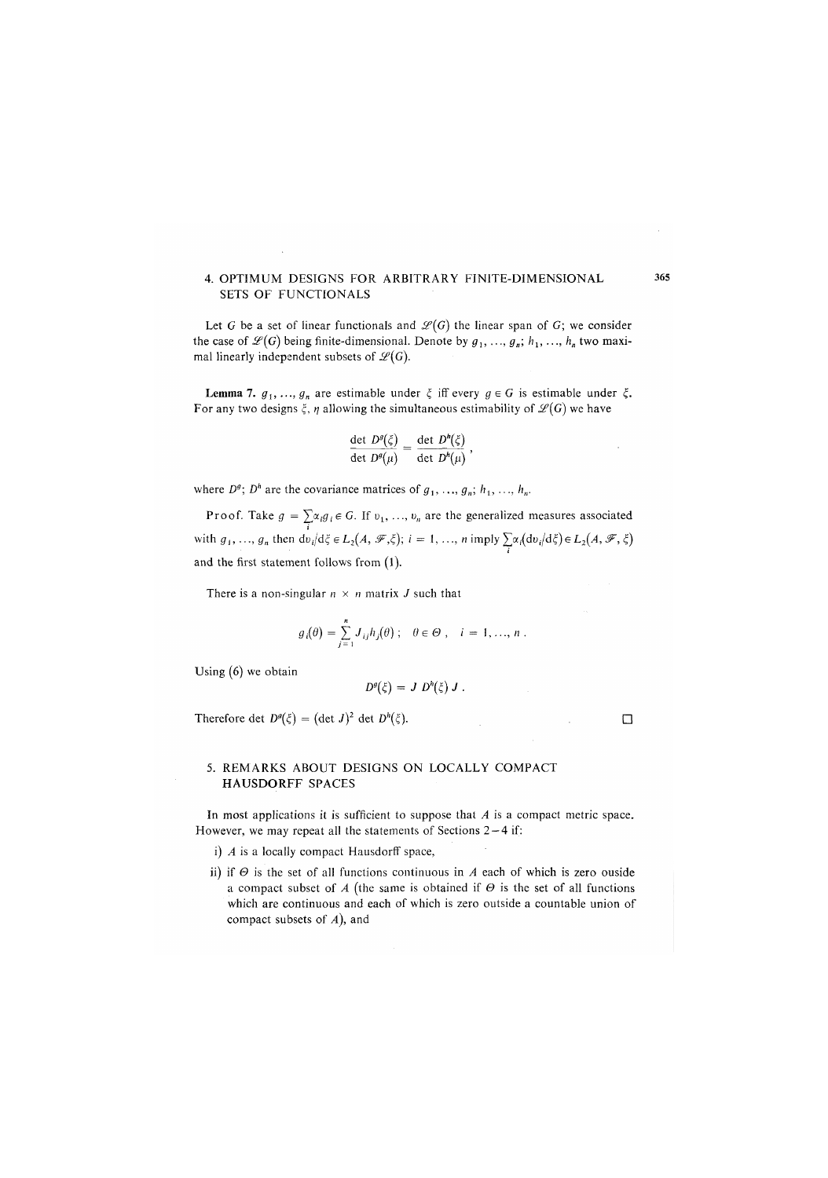## 4. OPTIMUM DESIGNS FOR ARBITRARY FINITE-DIMENSIONAL SETS OF FUNCTIONALS

Let $G$ be a set of linear functionals and $\mathscr{L}(G)$ the linear span of $G$; we consider the case of $\mathscr{L}(G)$ being finite-dimensional. Denote by $g_1, \ldots, g_n$; $h_1, \ldots, h_n$ two maximal linearly independent subsets of $\mathscr{L}(G)$.

**Lemma 7.** $g_1, \ldots, g_n$ are estimable under $\xi$ iff every $g \in G$ is estimable under $\xi$. For any two designs $\xi$, $\eta$ allowing the simultaneous estimability of $\mathscr{L}(G)$ we have

$$\frac{\det D^g(\xi)}{\det D^g(\mu)} = \frac{\det D^h(\xi)}{\det D^h(\mu)},$$

where $D^g$; $D^h$ are the covariance matrices of $g_1, \ldots, g_n$; $h_1, \ldots, h_n$.

Proof. Take $g = \sum_i \alpha_i g_i \in G$. If $v_1, \ldots, v_n$ are the generalized measures associated with $g_1, \ldots, g_n$ then $\mathrm{d}v_i/\mathrm{d}\xi \in L_2(A, \mathscr{F}, \xi)$; $i = 1, \ldots, n$ imply $\sum_i \alpha_i(\mathrm{d}v_i/\mathrm{d}\xi) \in L_2(A, \mathscr{F}, \xi)$ and the first statement follows from (1).

There is a non-singular $n \times n$ matrix $J$ such that

$$g_i(\theta) = \sum_{j=1}^{n} J_{ij} h_j(\theta)\,; \quad \theta \in \Theta\,, \quad i = 1, \ldots, n\,.$$

Using (6) we obtain

$$D^g(\xi) = J\, D^h(\xi)\, J\,.$$

Therefore $\det D^g(\xi) = (\det J)^2 \det D^h(\xi)$. □

## 5. REMARKS ABOUT DESIGNS ON LOCALLY COMPACT HAUSDORFF SPACES

In most applications it is sufficient to suppose that $A$ is a compact metric space. However, we may repeat all the statements of Sections 2–4 if:

i) $A$ is a locally compact Hausdorff space,

ii) if $\Theta$ is the set of all functions continuous in $A$ each of which is zero ouside a compact subset of $A$ (the same is obtained if $\Theta$ is the set of all functions which are continuous and each of which is zero outside a countable union of compact subsets of $A$), and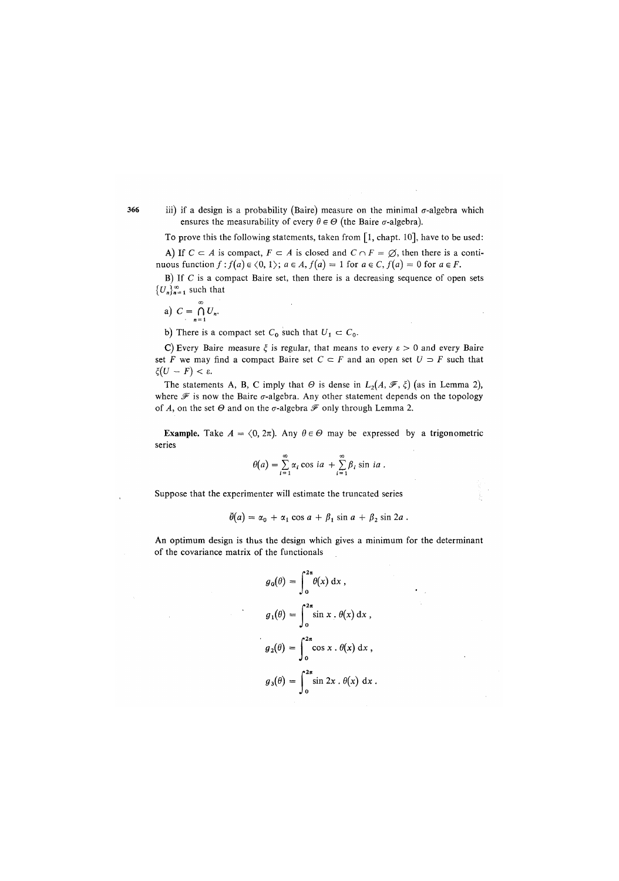iii) if a design is a probability (Baire) measure on the minimal $\sigma$-algebra which ensures the measurability of every $\theta \in \Theta$ (the Baire $\sigma$-algebra).

To prove this the following statements, taken from [1, chapt. 10], have to be used:

A) If $C \subset A$ is compact, $F \subset A$ is closed and $C \cap F = \emptyset$, then there is a continuous function $f : f(a) \in \langle 0, 1 \rangle$; $a \in A$, $f(a) = 1$ for $a \in C$, $f(a) = 0$ for $a \in F$.

B) If $C$ is a compact Baire set, then there is a decreasing sequence of open sets $\{U_n\}_{n=1}^{\infty}$ such that

a) $C = \bigcap_{n=1}^{\infty} U_n$.

b) There is a compact set $C_0$ such that $U_1 \subset C_0$.

C) Every Baire measure $\xi$ is regular, that means to every $\varepsilon > 0$ and every Baire set $F$ we may find a compact Baire set $C \subset F$ and an open set $U \supset F$ such that $\xi(U - F) < \varepsilon$.

The statements A, B, C imply that $\Theta$ is dense in $L_2(A, \mathscr{F}, \xi)$ (as in Lemma 2), where $\mathscr{F}$ is now the Baire $\sigma$-algebra. Any other statement depends on the topology of $A$, on the set $\Theta$ and on the $\sigma$-algebra $\mathscr{F}$ only through Lemma 2.

**Example.** Take $A = \langle 0, 2\pi)$. Any $\theta \in \Theta$ may be expressed by a trigonometric series

$$\theta(a) = \sum_{i=1}^{\infty} \alpha_i \cos ia + \sum_{i=1}^{\infty} \beta_i \sin ia .$$

Suppose that the experimenter will estimate the truncated series

$$\bar{\theta}(a) = \alpha_0 + \alpha_1 \cos a + \beta_1 \sin a + \beta_2 \sin 2a .$$

An optimum design is thus the design which gives a minimum for the determinant of the covariance matrix of the functionals

$$g_0(\theta) = \int_0^{2\pi} \theta(x) \, \mathrm{d}x ,$$

$$g_1(\theta) = \int_0^{2\pi} \sin x \, . \, \theta(x) \, \mathrm{d}x ,$$

$$g_2(\theta) = \int_0^{2\pi} \cos x \, . \, \theta(x) \, \mathrm{d}x ,$$

$$g_3(\theta) = \int_0^{2\pi} \sin 2x \, . \, \theta(x) \, \mathrm{d}x .$$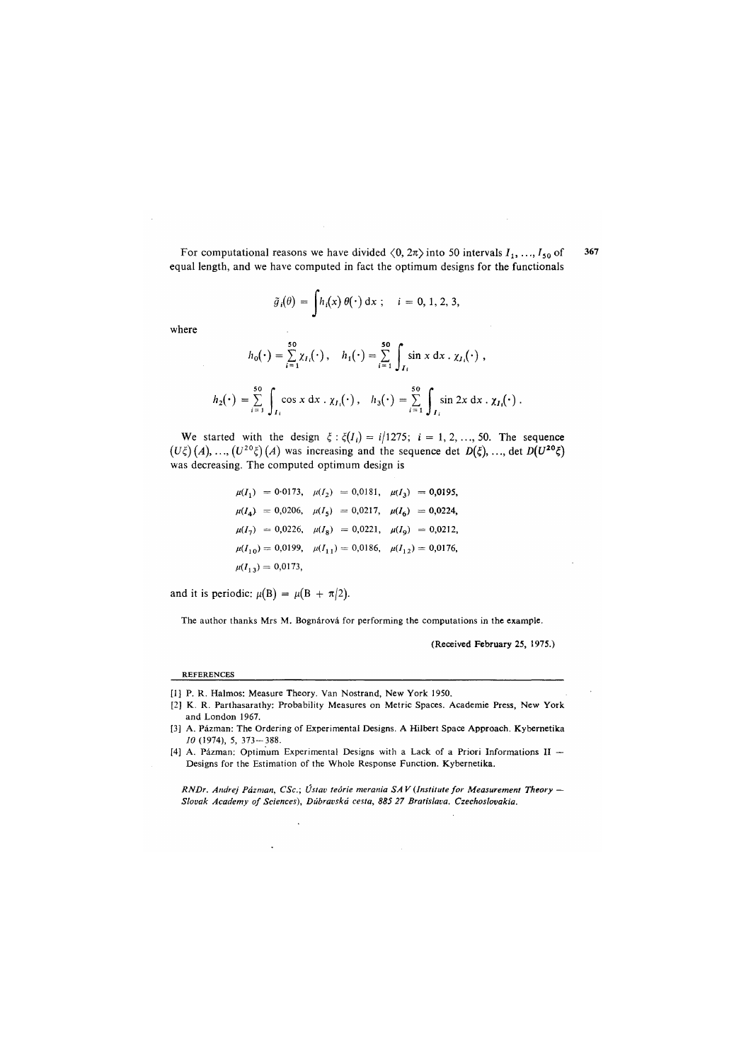For computational reasons we have divided $\langle 0, 2\pi\rangle$ into 50 intervals $I_1, \ldots, I_{50}$ of equal length, and we have computed in fact the optimum designs for the functionals

$$\bar{g}_i(\theta) = \int h_i(x)\, \theta(\cdot)\, \mathrm{d}x\,; \quad i = 0, 1, 2, 3,$$

where

$$h_0(\cdot) = \sum_{i=1}^{50} \chi_{I_i}(\cdot)\,, \quad h_1(\cdot) = \sum_{i=1}^{50} \int_{I_i} \sin x\, \mathrm{d}x \,.\, \chi_{I_i}(\cdot)\,,$$

$$h_2(\cdot) = \sum_{i=1}^{50} \int_{I_i} \cos x\, \mathrm{d}x \,.\, \chi_{I_i}(\cdot)\,, \quad h_3(\cdot) = \sum_{i=1}^{50} \int_{I_i} \sin 2x\, \mathrm{d}x \,.\, \chi_{I_i}(\cdot)\,.$$

We started with the design $\xi : \xi(I_i) = i/1275$; $i = 1, 2, \ldots, 50$. The sequence $(U\xi)(A), \ldots, (U^{20}\xi)(A)$ was increasing and the sequence $\det D(\xi), \ldots, \det D(U^{20}\xi)$ was decreasing. The computed optimum design is

$$\mu(I_1) = 0{\cdot}0173, \quad \mu(I_2) = 0{,}0181, \quad \mu(I_3) = 0{,}0195,$$

$$\mu(I_4) = 0{,}0206, \quad \mu(I_5) = 0{,}0217, \quad \mu(I_6) = 0{,}0224,$$

$$\mu(I_7) = 0{,}0226, \quad \mu(I_8) = 0{,}0221, \quad \mu(I_9) = 0{,}0212,$$

$$\mu(I_{10}) = 0{,}0199, \quad \mu(I_{11}) = 0{,}0186, \quad \mu(I_{12}) = 0{,}0176,$$

$$\mu(I_{13}) = 0{,}0173,$$

and it is periodic: $\mu(\mathrm{B}) = \mu(\mathrm{B} + \pi/2)$.

The author thanks Mrs M. Bognárová for performing the computations in the example.

(Received February 25, 1975.)

## REFERENCES

[1] P. R. Halmos: Measure Theory. Van Nostrand, New York 1950.

[2] K. R. Parthasarathy: Probability Measures on Metric Spaces. Academie Press, New York and London 1967.

[3] A. Pázman: The Ordering of Experimental Designs. A Hilbert Space Approach. Kybernetika *10* (1974), 5, 373–388.

[4] A. Pázman: Optimum Experimental Designs with a Lack of a Priori Informations II — Designs for the Estimation of the Whole Response Function. Kybernetika.

*RNDr. Andrej Pázman, CSc.; Ústav teórie merania SAV (Institute for Measurement Theory — Slovak Academy of Sciences), Dúbravská cesta, 885 27 Bratislava. Czechoslovakia.*